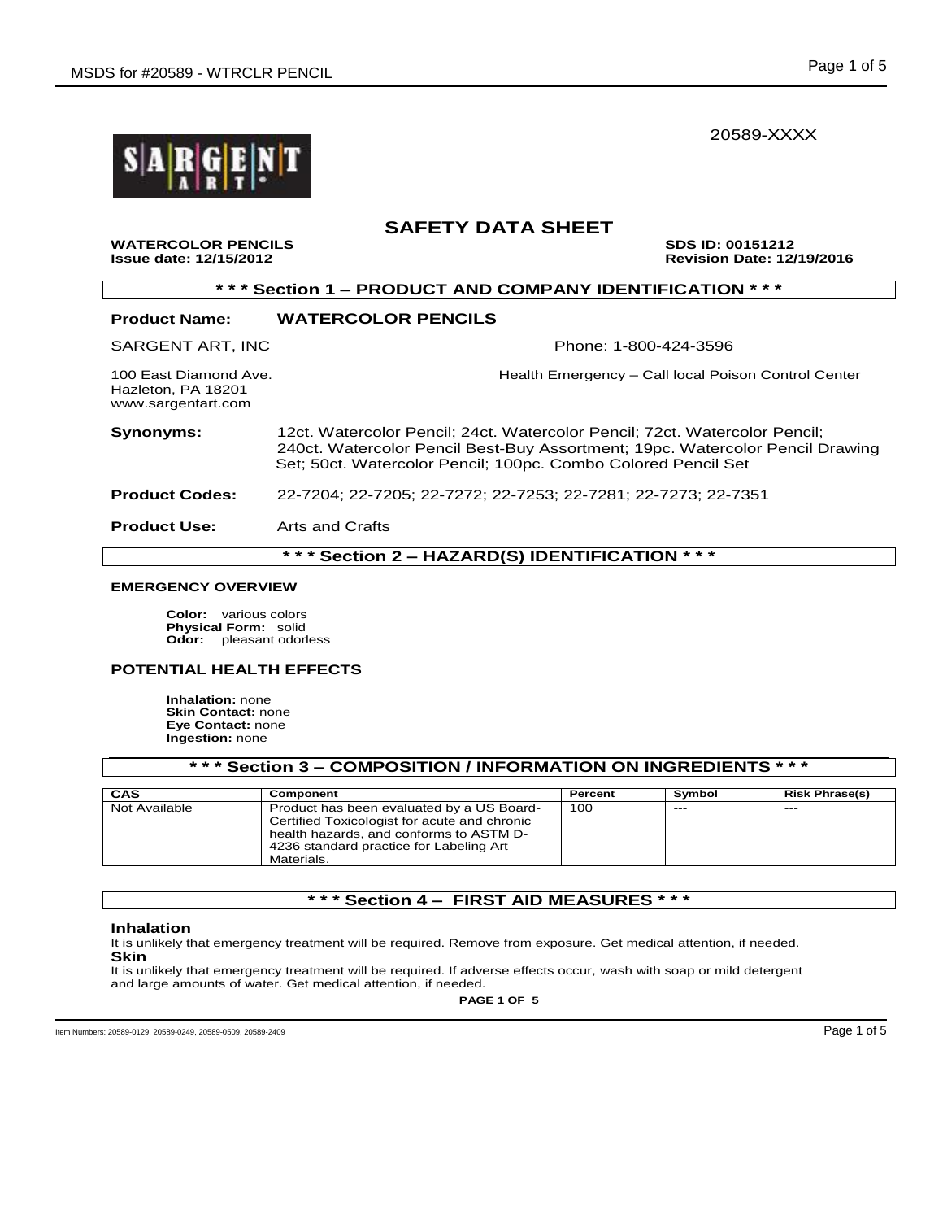20589-XXXX

# SAFETY DATA SHEET

**WATERCOLOR PENCILS** **SDS ID: 00151212**
**Issue date: 12/15/2012** **Revision Date: 12/19/2016**

## * * * Section 1 – PRODUCT AND COMPANY IDENTIFICATION * * *

**Product Name:** **WATERCOLOR PENCILS**

SARGENT ART, INC

Phone: 1-800-424-3596

100 East Diamond Ave.
Hazleton, PA 18201
www.sargentart.com

Health Emergency – Call local Poison Control Center

**Synonyms:** 12ct. Watercolor Pencil; 24ct. Watercolor Pencil; 72ct. Watercolor Pencil; 240ct. Watercolor Pencil Best-Buy Assortment; 19pc. Watercolor Pencil Drawing Set; 50ct. Watercolor Pencil; 100pc. Combo Colored Pencil Set

**Product Codes:** 22-7204; 22-7205; 22-7272; 22-7253; 22-7281; 22-7273; 22-7351

**Product Use:** Arts and Crafts

## * * * Section 2 – HAZARD(S) IDENTIFICATION * * *

### EMERGENCY OVERVIEW

**Color:** various colors
**Physical Form:** solid
**Odor:** pleasant odorless

### POTENTIAL HEALTH EFFECTS

**Inhalation:** none
**Skin Contact:** none
**Eye Contact:** none
**Ingestion:** none

## * * * Section 3 – COMPOSITION / INFORMATION ON INGREDIENTS * * *

| CAS | Component | Percent | Symbol | Risk Phrase(s) |
|---|---|---|---|---|
| Not Available | Product has been evaluated by a US Board-Certified Toxicologist for acute and chronic health hazards, and conforms to ASTM D-4236 standard practice for Labeling Art Materials. | 100 | --- | --- |

## * * * Section 4 – FIRST AID MEASURES * * *

### Inhalation

It is unlikely that emergency treatment will be required. Remove from exposure. Get medical attention, if needed.

### Skin

It is unlikely that emergency treatment will be required. If adverse effects occur, wash with soap or mild detergent and large amounts of water. Get medical attention, if needed.

Item Numbers: 20589-0129, 20589-0249, 20589-0509, 20589-2409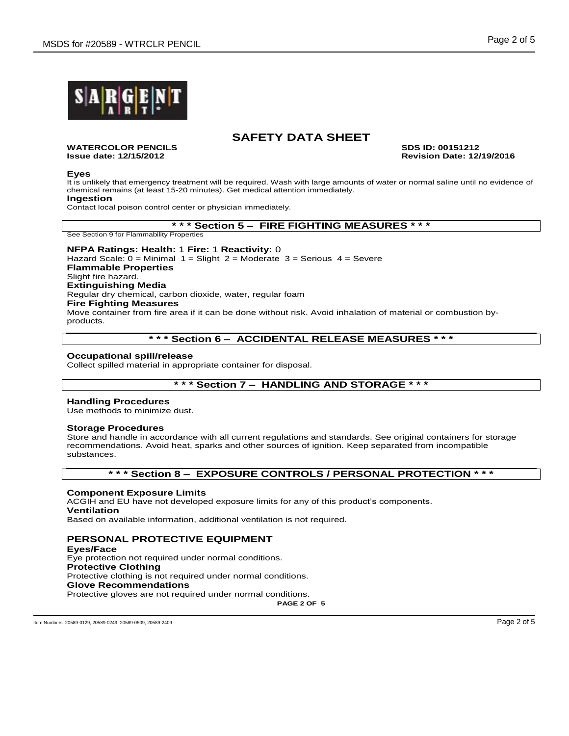# SAFETY DATA SHEET

**WATERCOLOR PENCILS** **SDS ID: 00151212**
**Issue date: 12/15/2012** **Revision Date: 12/19/2016**

**Eyes**
It is unlikely that emergency treatment will be required. Wash with large amounts of water or normal saline until no evidence of chemical remains (at least 15-20 minutes). Get medical attention immediately.

**Ingestion**
Contact local poison control center or physician immediately.

## * * * Section 5 – FIRE FIGHTING MEASURES * * *

See Section 9 for Flammability Properties

**NFPA Ratings: Health:** 1 **Fire:** 1 **Reactivity:** 0
Hazard Scale: 0 = Minimal 1 = Slight 2 = Moderate 3 = Serious 4 = Severe

**Flammable Properties**
Slight fire hazard.

**Extinguishing Media**
Regular dry chemical, carbon dioxide, water, regular foam

**Fire Fighting Measures**
Move container from fire area if it can be done without risk. Avoid inhalation of material or combustion by-products.

## * * * Section 6 – ACCIDENTAL RELEASE MEASURES * * *

**Occupational spill/release**
Collect spilled material in appropriate container for disposal.

## * * * Section 7 – HANDLING AND STORAGE * * *

**Handling Procedures**
Use methods to minimize dust.

**Storage Procedures**
Store and handle in accordance with all current regulations and standards. See original containers for storage recommendations. Avoid heat, sparks and other sources of ignition. Keep separated from incompatible substances.

## * * * Section 8 – EXPOSURE CONTROLS / PERSONAL PROTECTION * * *

**Component Exposure Limits**
ACGIH and EU have not developed exposure limits for any of this product's components.

**Ventilation**
Based on available information, additional ventilation is not required.

### PERSONAL PROTECTIVE EQUIPMENT

**Eyes/Face**
Eye protection not required under normal conditions.

**Protective Clothing**
Protective clothing is not required under normal conditions.

**Glove Recommendations**
Protective gloves are not required under normal conditions.

Item Numbers: 20589-0129, 20589-0249, 20589-0509, 20589-2409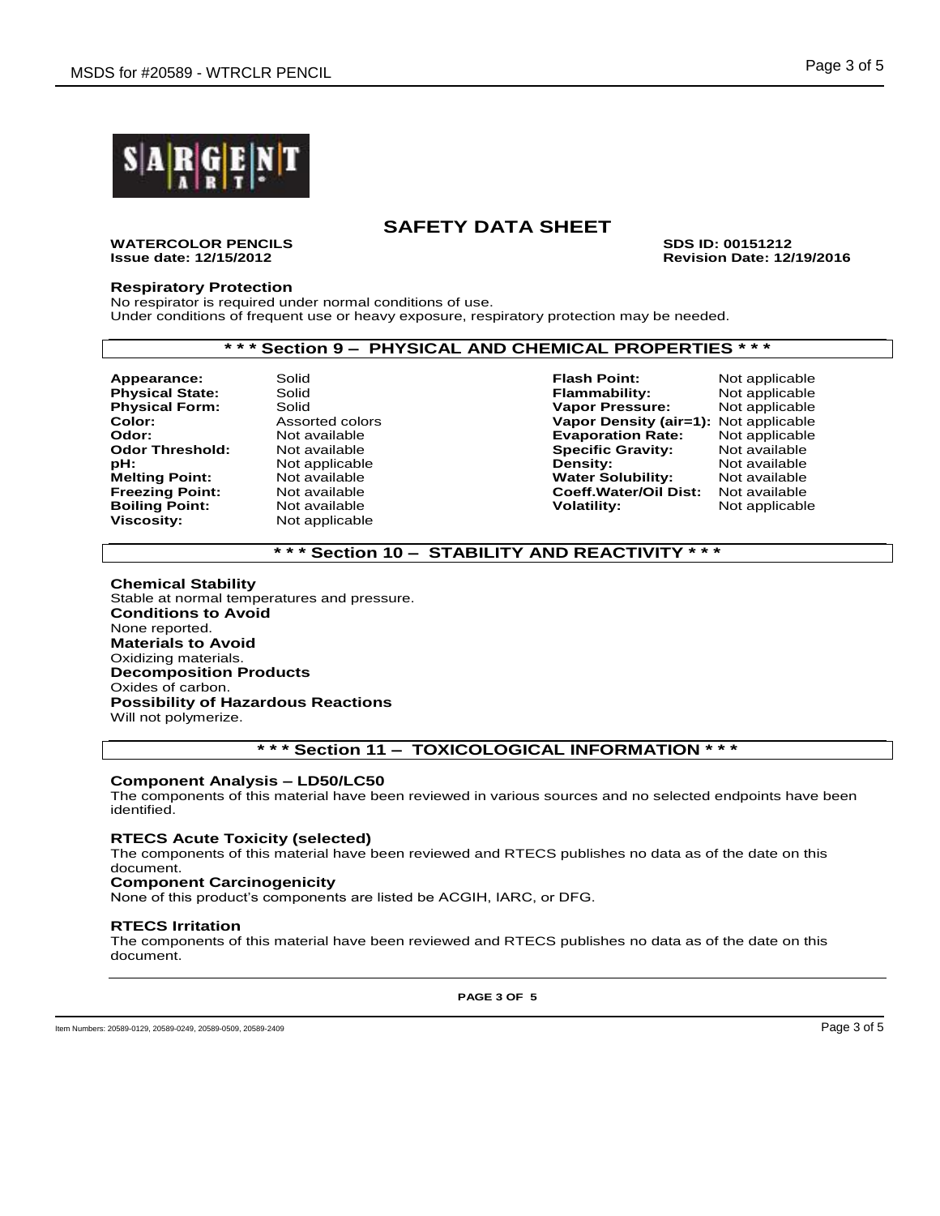# SAFETY DATA SHEET

**WATERCOLOR PENCILS** **SDS ID: 00151212**
**Issue date: 12/15/2012** **Revision Date: 12/19/2016**

### Respiratory Protection

No respirator is required under normal conditions of use.
Under conditions of frequent use or heavy exposure, respiratory protection may be needed.

## * * * Section 9 – PHYSICAL AND CHEMICAL PROPERTIES * * *

| | | | |
|---|---|---|---|
| **Appearance:** | Solid | **Flash Point:** | Not applicable |
| **Physical State:** | Solid | **Flammability:** | Not applicable |
| **Physical Form:** | Solid | **Vapor Pressure:** | Not applicable |
| **Color:** | Assorted colors | **Vapor Density (air=1):** | Not applicable |
| **Odor:** | Not available | **Evaporation Rate:** | Not applicable |
| **Odor Threshold:** | Not available | **Specific Gravity:** | Not available |
| **pH:** | Not applicable | **Density:** | Not available |
| **Melting Point:** | Not available | **Water Solubility:** | Not available |
| **Freezing Point:** | Not available | **Coeff.Water/Oil Dist:** | Not available |
| **Boiling Point:** | Not available | **Volatility:** | Not applicable |
| **Viscosity:** | Not applicable | | |

## * * * Section 10 – STABILITY AND REACTIVITY * * *

**Chemical Stability**
Stable at normal temperatures and pressure.
**Conditions to Avoid**
None reported.
**Materials to Avoid**
Oxidizing materials.
**Decomposition Products**
Oxides of carbon.
**Possibility of Hazardous Reactions**
Will not polymerize.

## * * * Section 11 – TOXICOLOGICAL INFORMATION * * *

**Component Analysis – LD50/LC50**
The components of this material have been reviewed in various sources and no selected endpoints have been identified.

**RTECS Acute Toxicity (selected)**
The components of this material have been reviewed and RTECS publishes no data as of the date on this document.
**Component Carcinogenicity**
None of this product's components are listed be ACGIH, IARC, or DFG.

**RTECS Irritation**
The components of this material have been reviewed and RTECS publishes no data as of the date on this document.

Item Numbers: 20589-0129, 20589-0249, 20589-0509, 20589-2409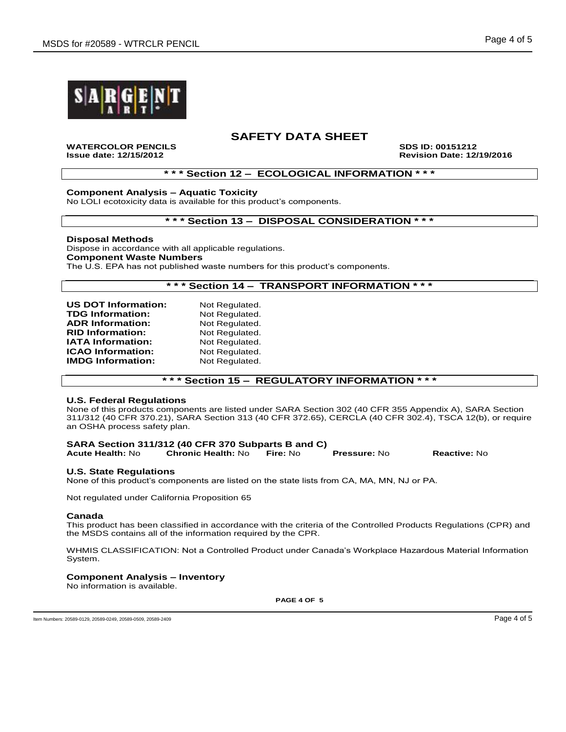# SAFETY DATA SHEET

**WATERCOLOR PENCILS** **SDS ID: 00151212**
**Issue date: 12/15/2012** **Revision Date: 12/19/2016**

## * * * Section 12 – ECOLOGICAL INFORMATION * * *

**Component Analysis – Aquatic Toxicity**
No LOLI ecotoxicity data is available for this product's components.

## * * * Section 13 – DISPOSAL CONSIDERATION * * *

**Disposal Methods**
Dispose in accordance with all applicable regulations.
**Component Waste Numbers**
The U.S. EPA has not published waste numbers for this product's components.

## * * * Section 14 – TRANSPORT INFORMATION * * *

**US DOT Information:** Not Regulated.
**TDG Information:** Not Regulated.
**ADR Information:** Not Regulated.
**RID Information:** Not Regulated.
**IATA Information:** Not Regulated.
**ICAO Information:** Not Regulated.
**IMDG Information:** Not Regulated.

## * * * Section 15 – REGULATORY INFORMATION * * *

**U.S. Federal Regulations**
None of this products components are listed under SARA Section 302 (40 CFR 355 Appendix A), SARA Section 311/312 (40 CFR 370.21), SARA Section 313 (40 CFR 372.65), CERCLA (40 CFR 302.4), TSCA 12(b), or require an OSHA process safety plan.

**SARA Section 311/312 (40 CFR 370 Subparts B and C)**
**Acute Health:** No **Chronic Health:** No **Fire:** No **Pressure:** No **Reactive:** No

**U.S. State Regulations**
None of this product's components are listed on the state lists from CA, MA, MN, NJ or PA.

Not regulated under California Proposition 65

**Canada**
This product has been classified in accordance with the criteria of the Controlled Products Regulations (CPR) and the MSDS contains all of the information required by the CPR.

WHMIS CLASSIFICATION: Not a Controlled Product under Canada's Workplace Hazardous Material Information System.

**Component Analysis – Inventory**
No information is available.

Item Numbers: 20589-0129, 20589-0249, 20589-0509, 20589-2409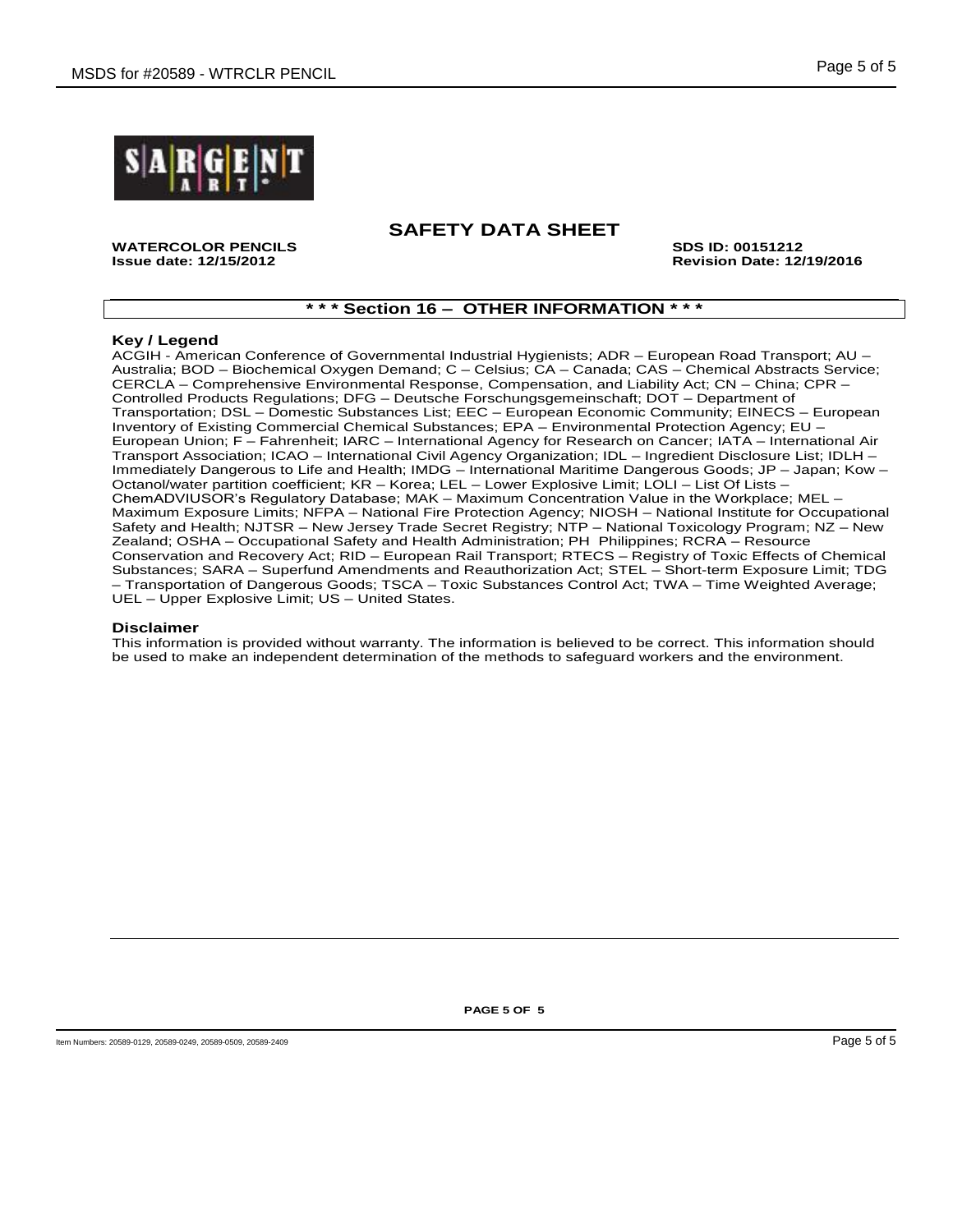# SAFETY DATA SHEET

**WATERCOLOR PENCILS** **SDS ID: 00151212**
**Issue date: 12/15/2012** **Revision Date: 12/19/2016**

## * * * Section 16 – OTHER INFORMATION * * *

### Key / Legend

ACGIH - American Conference of Governmental Industrial Hygienists; ADR – European Road Transport; AU – Australia; BOD – Biochemical Oxygen Demand; C – Celsius; CA – Canada; CAS – Chemical Abstracts Service; CERCLA – Comprehensive Environmental Response, Compensation, and Liability Act; CN – China; CPR – Controlled Products Regulations; DFG – Deutsche Forschungsgemeinschaft; DOT – Department of Transportation; DSL – Domestic Substances List; EEC – European Economic Community; EINECS – European Inventory of Existing Commercial Chemical Substances; EPA – Environmental Protection Agency; EU – European Union; F – Fahrenheit; IARC – International Agency for Research on Cancer; IATA – International Air Transport Association; ICAO – International Civil Agency Organization; IDL – Ingredient Disclosure List; IDLH – Immediately Dangerous to Life and Health; IMDG – International Maritime Dangerous Goods; JP – Japan; Kow – Octanol/water partition coefficient; KR – Korea; LEL – Lower Explosive Limit; LOLI – List Of Lists – ChemADVIUSOR's Regulatory Database; MAK – Maximum Concentration Value in the Workplace; MEL – Maximum Exposure Limits; NFPA – National Fire Protection Agency; NIOSH – National Institute for Occupational Safety and Health; NJTSR – New Jersey Trade Secret Registry; NTP – National Toxicology Program; NZ – New Zealand; OSHA – Occupational Safety and Health Administration; PH Philippines; RCRA – Resource Conservation and Recovery Act; RID – European Rail Transport; RTECS – Registry of Toxic Effects of Chemical Substances; SARA – Superfund Amendments and Reauthorization Act; STEL – Short-term Exposure Limit; TDG – Transportation of Dangerous Goods; TSCA – Toxic Substances Control Act; TWA – Time Weighted Average; UEL – Upper Explosive Limit; US – United States.

### Disclaimer

This information is provided without warranty. The information is believed to be correct. This information should be used to make an independent determination of the methods to safeguard workers and the environment.

Item Numbers: 20589-0129, 20589-0249, 20589-0509, 20589-2409